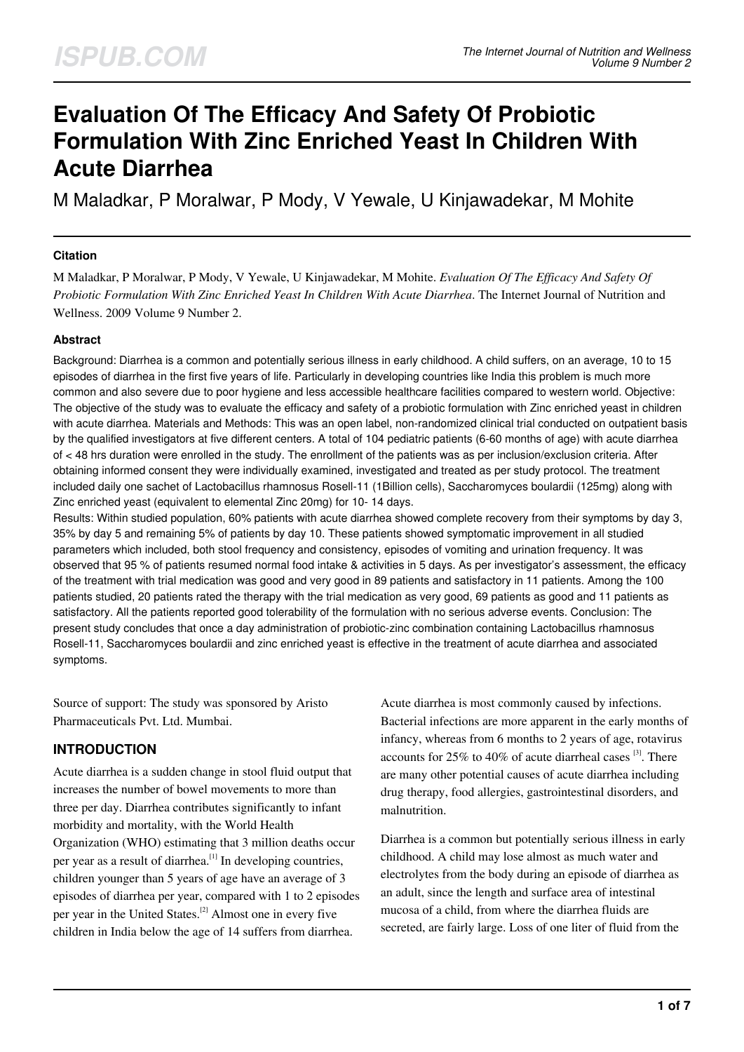# Evaluation Of The Efficacy And Safety Of Probiotic Formulation With Zinc Enriched Yeast In Children With Acute Diarrhea

M Maladkar, P Moralwar, P Mody, V Yewale, U Kinjawadekar, M Mohite

### Citation

M Maladkar, P Moralwar, P Mody, V Yewale, U Kinjawadekar, M Mohite. *Evaluation Of The Efficacy And Safety Of Probiotic Formulation With Zinc Enriched Yeast In Children With Acute Diarrhea*. The Internet Journal of Nutrition and Wellness. 2009 Volume 9 Number 2.

### Abstract

Background: Diarrhea is a common and potentially serious illness in early childhood. A child suffers, on an average, 10 to 15 episodes of diarrhea in the first five years of life. Particularly in developing countries like India this problem is much more common and also severe due to poor hygiene and less accessible healthcare facilities compared to western world. Objective: The objective of the study was to evaluate the efficacy and safety of a probiotic formulation with Zinc enriched yeast in children with acute diarrhea. Materials and Methods: This was an open label, non-randomized clinical trial conducted on outpatient basis by the qualified investigators at five different centers. A total of 104 pediatric patients (6-60 months of age) with acute diarrhea of < 48 hrs duration were enrolled in the study. The enrollment of the patients was as per inclusion/exclusion criteria. After obtaining informed consent they were individually examined, investigated and treated as per study protocol. The treatment included daily one sachet of Lactobacillus rhamnosus Rosell-11 (1Billion cells), Saccharomyces boulardii (125mg) along with Zinc enriched yeast (equivalent to elemental Zinc 20mg) for 10- 14 days.

Results: Within studied population, 60% patients with acute diarrhea showed complete recovery from their symptoms by day 3, 35% by day 5 and remaining 5% of patients by day 10. These patients showed symptomatic improvement in all studied parameters which included, both stool frequency and consistency, episodes of vomiting and urination frequency. It was observed that 95 % of patients resumed normal food intake & activities in 5 days. As per investigator's assessment, the efficacy of the treatment with trial medication was good and very good in 89 patients and satisfactory in 11 patients. Among the 100 patients studied, 20 patients rated the therapy with the trial medication as very good, 69 patients as good and 11 patients as satisfactory. All the patients reported good tolerability of the formulation with no serious adverse events. Conclusion: The present study concludes that once a day administration of probiotic-zinc combination containing Lactobacillus rhamnosus Rosell-11, Saccharomyces boulardii and zinc enriched yeast is effective in the treatment of acute diarrhea and associated symptoms.

Source of support: The study was sponsored by Aristo Pharmaceuticals Pvt. Ltd. Mumbai.

## INTRODUCTION

Acute diarrhea is a sudden change in stool fluid output that increases the number of bowel movements to more than three per day. Diarrhea contributes significantly to infant morbidity and mortality, with the World Health Organization (WHO) estimating that 3 million deaths occur per year as a result of diarrhea.[1] In developing countries, children younger than 5 years of age have an average of 3 episodes of diarrhea per year, compared with 1 to 2 episodes per year in the United States.[2] Almost one in every five children in India below the age of 14 suffers from diarrhea.

Acute diarrhea is most commonly caused by infections. Bacterial infections are more apparent in the early months of infancy, whereas from 6 months to 2 years of age, rotavirus accounts for 25% to 40% of acute diarrheal cases [3]. There are many other potential causes of acute diarrhea including drug therapy, food allergies, gastrointestinal disorders, and malnutrition.

Diarrhea is a common but potentially serious illness in early childhood. A child may lose almost as much water and electrolytes from the body during an episode of diarrhea as an adult, since the length and surface area of intestinal mucosa of a child, from where the diarrhea fluids are secreted, are fairly large. Loss of one liter of fluid from the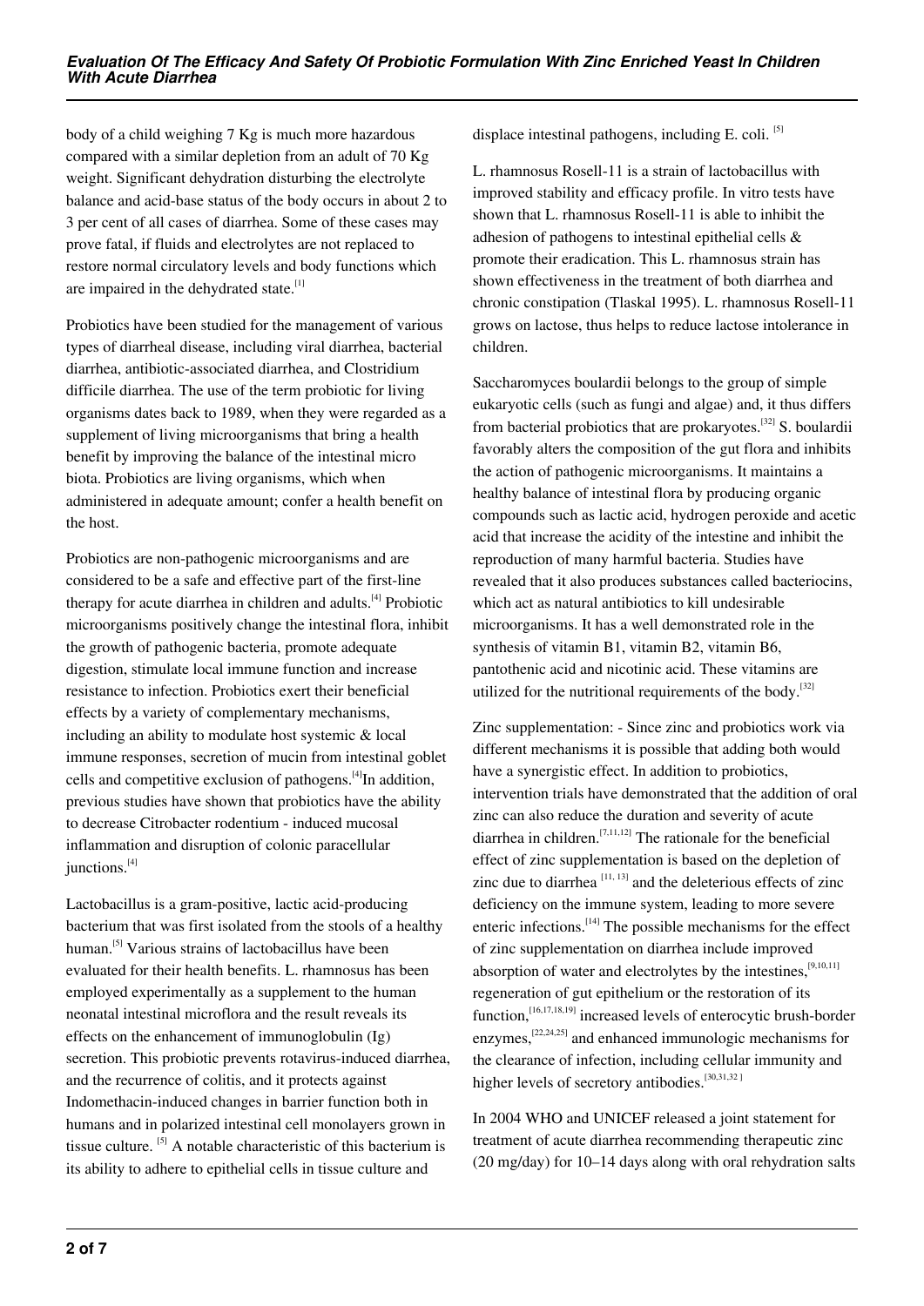body of a child weighing 7 Kg is much more hazardous compared with a similar depletion from an adult of 70 Kg weight. Significant dehydration disturbing the electrolyte balance and acid-base status of the body occurs in about 2 to 3 per cent of all cases of diarrhea. Some of these cases may prove fatal, if fluids and electrolytes are not replaced to restore normal circulatory levels and body functions which are impaired in the dehydrated state.[1]

Probiotics have been studied for the management of various types of diarrheal disease, including viral diarrhea, bacterial diarrhea, antibiotic-associated diarrhea, and Clostridium difficile diarrhea. The use of the term probiotic for living organisms dates back to 1989, when they were regarded as a supplement of living microorganisms that bring a health benefit by improving the balance of the intestinal micro biota. Probiotics are living organisms, which when administered in adequate amount; confer a health benefit on the host.

Probiotics are non-pathogenic microorganisms and are considered to be a safe and effective part of the first-line therapy for acute diarrhea in children and adults.[4] Probiotic microorganisms positively change the intestinal flora, inhibit the growth of pathogenic bacteria, promote adequate digestion, stimulate local immune function and increase resistance to infection. Probiotics exert their beneficial effects by a variety of complementary mechanisms, including an ability to modulate host systemic & local immune responses, secretion of mucin from intestinal goblet cells and competitive exclusion of pathogens.[4]In addition, previous studies have shown that probiotics have the ability to decrease Citrobacter rodentium - induced mucosal inflammation and disruption of colonic paracellular junctions.[4]

Lactobacillus is a gram-positive, lactic acid-producing bacterium that was first isolated from the stools of a healthy human.[5] Various strains of lactobacillus have been evaluated for their health benefits. L. rhamnosus has been employed experimentally as a supplement to the human neonatal intestinal microflora and the result reveals its effects on the enhancement of immunoglobulin (Ig) secretion. This probiotic prevents rotavirus-induced diarrhea, and the recurrence of colitis, and it protects against Indomethacin-induced changes in barrier function both in humans and in polarized intestinal cell monolayers grown in tissue culture. [5] A notable characteristic of this bacterium is its ability to adhere to epithelial cells in tissue culture and displace intestinal pathogens, including E. coli. [5]

L. rhamnosus Rosell-11 is a strain of lactobacillus with improved stability and efficacy profile. In vitro tests have shown that L. rhamnosus Rosell-11 is able to inhibit the adhesion of pathogens to intestinal epithelial cells & promote their eradication. This L. rhamnosus strain has shown effectiveness in the treatment of both diarrhea and chronic constipation (Tlaskal 1995). L. rhamnosus Rosell-11 grows on lactose, thus helps to reduce lactose intolerance in children.

Saccharomyces boulardii belongs to the group of simple eukaryotic cells (such as fungi and algae) and, it thus differs from bacterial probiotics that are prokaryotes.[32] S. boulardii favorably alters the composition of the gut flora and inhibits the action of pathogenic microorganisms. It maintains a healthy balance of intestinal flora by producing organic compounds such as lactic acid, hydrogen peroxide and acetic acid that increase the acidity of the intestine and inhibit the reproduction of many harmful bacteria. Studies have revealed that it also produces substances called bacteriocins, which act as natural antibiotics to kill undesirable microorganisms. It has a well demonstrated role in the synthesis of vitamin B1, vitamin B2, vitamin B6, pantothenic acid and nicotinic acid. These vitamins are utilized for the nutritional requirements of the body.[32]

Zinc supplementation: - Since zinc and probiotics work via different mechanisms it is possible that adding both would have a synergistic effect. In addition to probiotics, intervention trials have demonstrated that the addition of oral zinc can also reduce the duration and severity of acute diarrhea in children.[7,11,12] The rationale for the beneficial effect of zinc supplementation is based on the depletion of zinc due to diarrhea [11, 13] and the deleterious effects of zinc deficiency on the immune system, leading to more severe enteric infections.[14] The possible mechanisms for the effect of zinc supplementation on diarrhea include improved absorption of water and electrolytes by the intestines,[9,10,11] regeneration of gut epithelium or the restoration of its function,[16,17,18,19] increased levels of enterocytic brush-border enzymes,[22,24,25] and enhanced immunologic mechanisms for the clearance of infection, including cellular immunity and higher levels of secretory antibodies.[30,31,32]

In 2004 WHO and UNICEF released a joint statement for treatment of acute diarrhea recommending therapeutic zinc (20 mg/day) for 10–14 days along with oral rehydration salts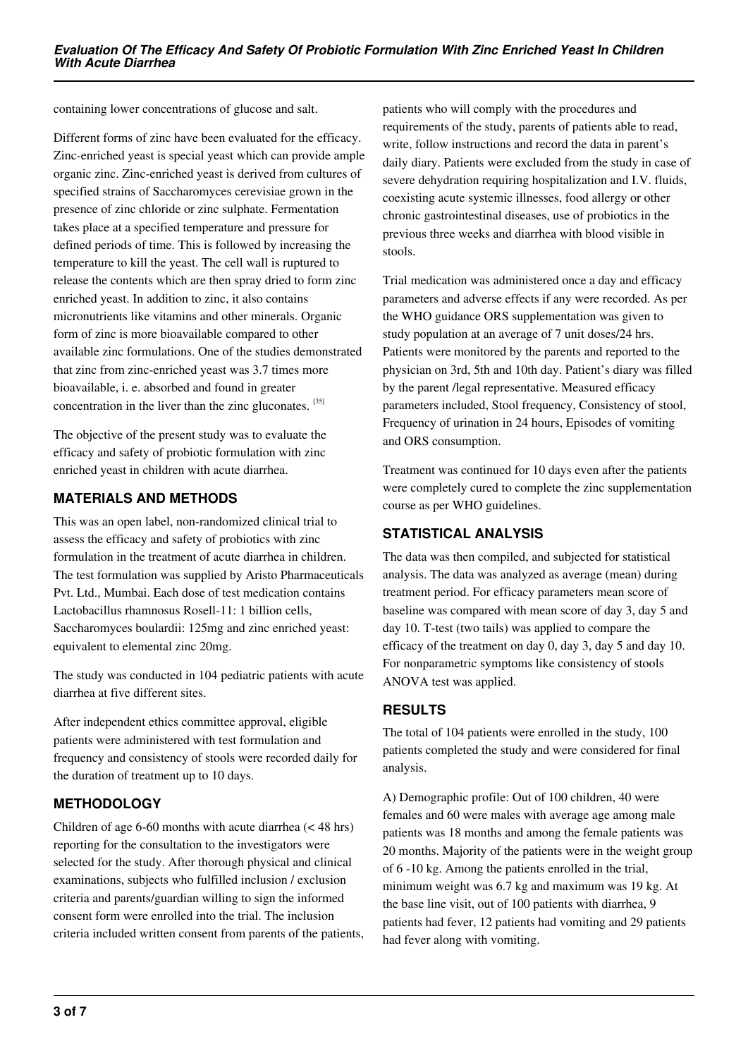containing lower concentrations of glucose and salt.

Different forms of zinc have been evaluated for the efficacy. Zinc-enriched yeast is special yeast which can provide ample organic zinc. Zinc-enriched yeast is derived from cultures of specified strains of Saccharomyces cerevisiae grown in the presence of zinc chloride or zinc sulphate. Fermentation takes place at a specified temperature and pressure for defined periods of time. This is followed by increasing the temperature to kill the yeast. The cell wall is ruptured to release the contents which are then spray dried to form zinc enriched yeast. In addition to zinc, it also contains micronutrients like vitamins and other minerals. Organic form of zinc is more bioavailable compared to other available zinc formulations. One of the studies demonstrated that zinc from zinc-enriched yeast was 3.7 times more bioavailable, i. e. absorbed and found in greater concentration in the liver than the zinc gluconates. [35]

The objective of the present study was to evaluate the efficacy and safety of probiotic formulation with zinc enriched yeast in children with acute diarrhea.

## MATERIALS AND METHODS

This was an open label, non-randomized clinical trial to assess the efficacy and safety of probiotics with zinc formulation in the treatment of acute diarrhea in children. The test formulation was supplied by Aristo Pharmaceuticals Pvt. Ltd., Mumbai. Each dose of test medication contains Lactobacillus rhamnosus Rosell-11: 1 billion cells, Saccharomyces boulardii: 125mg and zinc enriched yeast: equivalent to elemental zinc 20mg.

The study was conducted in 104 pediatric patients with acute diarrhea at five different sites.

After independent ethics committee approval, eligible patients were administered with test formulation and frequency and consistency of stools were recorded daily for the duration of treatment up to 10 days.

## METHODOLOGY

Children of age 6-60 months with acute diarrhea (< 48 hrs) reporting for the consultation to the investigators were selected for the study. After thorough physical and clinical examinations, subjects who fulfilled inclusion / exclusion criteria and parents/guardian willing to sign the informed consent form were enrolled into the trial. The inclusion criteria included written consent from parents of the patients, patients who will comply with the procedures and requirements of the study, parents of patients able to read, write, follow instructions and record the data in parent's daily diary. Patients were excluded from the study in case of severe dehydration requiring hospitalization and I.V. fluids, coexisting acute systemic illnesses, food allergy or other chronic gastrointestinal diseases, use of probiotics in the previous three weeks and diarrhea with blood visible in stools.

Trial medication was administered once a day and efficacy parameters and adverse effects if any were recorded. As per the WHO guidance ORS supplementation was given to study population at an average of 7 unit doses/24 hrs. Patients were monitored by the parents and reported to the physician on 3rd, 5th and 10th day. Patient's diary was filled by the parent /legal representative. Measured efficacy parameters included, Stool frequency, Consistency of stool, Frequency of urination in 24 hours, Episodes of vomiting and ORS consumption.

Treatment was continued for 10 days even after the patients were completely cured to complete the zinc supplementation course as per WHO guidelines.

## STATISTICAL ANALYSIS

The data was then compiled, and subjected for statistical analysis. The data was analyzed as average (mean) during treatment period. For efficacy parameters mean score of baseline was compared with mean score of day 3, day 5 and day 10. T-test (two tails) was applied to compare the efficacy of the treatment on day 0, day 3, day 5 and day 10. For nonparametric symptoms like consistency of stools ANOVA test was applied.

## RESULTS

The total of 104 patients were enrolled in the study, 100 patients completed the study and were considered for final analysis.

A) Demographic profile: Out of 100 children, 40 were females and 60 were males with average age among male patients was 18 months and among the female patients was 20 months. Majority of the patients were in the weight group of 6 -10 kg. Among the patients enrolled in the trial, minimum weight was 6.7 kg and maximum was 19 kg. At the base line visit, out of 100 patients with diarrhea, 9 patients had fever, 12 patients had vomiting and 29 patients had fever along with vomiting.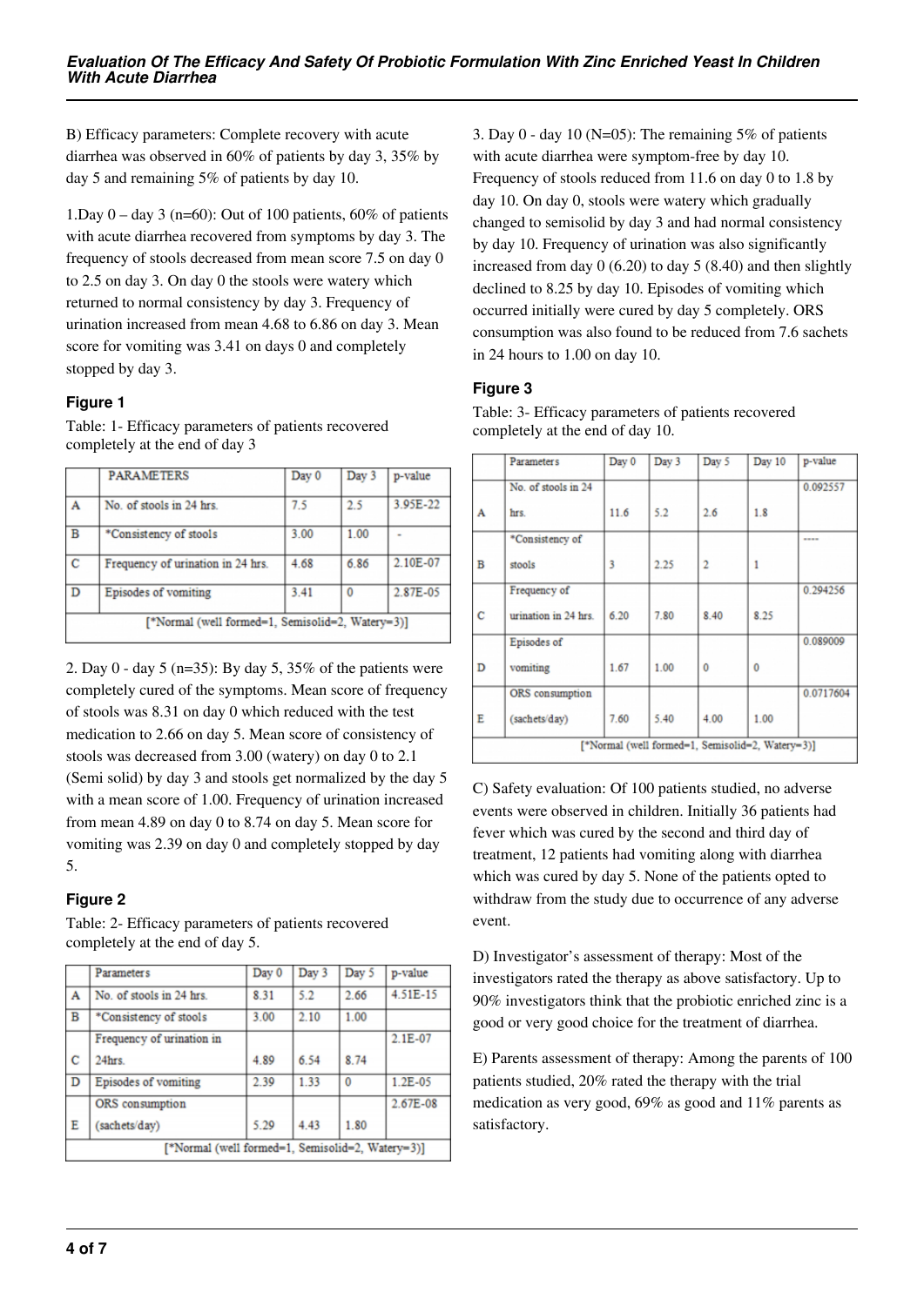B) Efficacy parameters: Complete recovery with acute diarrhea was observed in 60% of patients by day 3, 35% by day 5 and remaining 5% of patients by day 10.

1.Day 0 – day 3 (n=60): Out of 100 patients, 60% of patients with acute diarrhea recovered from symptoms by day 3. The frequency of stools decreased from mean score 7.5 on day 0 to 2.5 on day 3. On day 0 the stools were watery which returned to normal consistency by day 3. Frequency of urination increased from mean 4.68 to 6.86 on day 3. Mean score for vomiting was 3.41 on days 0 and completely stopped by day 3.

### Figure 1

Table: 1- Efficacy parameters of patients recovered completely at the end of day 3

| | PARAMETERS | Day 0 | Day 3 | p-value |
|---|---|---|---|---|
| A | No. of stools in 24 hrs. | 7.5 | 2.5 | 3.95E-22 |
| B | *Consistency of stools | 3.00 | 1.00 | - |
| C | Frequency of urination in 24 hrs. | 4.68 | 6.86 | 2.10E-07 |
| D | Episodes of vomiting | 3.41 | 0 | 2.87E-05 |
| [*Normal (well formed=1, Semisolid=2, Watery=3)] | | | | |

2. Day 0 - day 5 (n=35): By day 5, 35% of the patients were completely cured of the symptoms. Mean score of frequency of stools was 8.31 on day 0 which reduced with the test medication to 2.66 on day 5. Mean score of consistency of stools was decreased from 3.00 (watery) on day 0 to 2.1 (Semi solid) by day 3 and stools get normalized by the day 5 with a mean score of 1.00. Frequency of urination increased from mean 4.89 on day 0 to 8.74 on day 5. Mean score for vomiting was 2.39 on day 0 and completely stopped by day 5.

### Figure 2

Table: 2- Efficacy parameters of patients recovered completely at the end of day 5.

| | Parameters | Day 0 | Day 3 | Day 5 | p-value |
|---|---|---|---|---|---|
| A | No. of stools in 24 hrs. | 8.31 | 5.2 | 2.66 | 4.51E-15 |
| B | *Consistency of stools | 3.00 | 2.10 | 1.00 | |
| C | Frequency of urination in 24hrs. | 4.89 | 6.54 | 8.74 | 2.1E-07 |
| D | Episodes of vomiting | 2.39 | 1.33 | 0 | 1.2E-05 |
| E | ORS consumption (sachets/day) | 5.29 | 4.43 | 1.80 | 2.67E-08 |
| [*Normal (well formed=1, Semisolid=2, Watery=3)] | | | | | |

3. Day 0 - day 10 (N=05): The remaining 5% of patients with acute diarrhea were symptom-free by day 10. Frequency of stools reduced from 11.6 on day 0 to 1.8 by day 10. On day 0, stools were watery which gradually changed to semisolid by day 3 and had normal consistency by day 10. Frequency of urination was also significantly increased from day 0 (6.20) to day 5 (8.40) and then slightly declined to 8.25 by day 10. Episodes of vomiting which occurred initially were cured by day 5 completely. ORS consumption was also found to be reduced from 7.6 sachets in 24 hours to 1.00 on day 10.

### Figure 3

Table: 3- Efficacy parameters of patients recovered completely at the end of day 10.

| | Parameters | Day 0 | Day 3 | Day 5 | Day 10 | p-value |
|---|---|---|---|---|---|---|
| A | No. of stools in 24 hrs. | 11.6 | 5.2 | 2.6 | 1.8 | 0.092557 |
| B | *Consistency of stools | 3 | 2.25 | 2 | 1 | ---- |
| C | Frequency of urination in 24 hrs. | 6.20 | 7.80 | 8.40 | 8.25 | 0.294256 |
| D | Episodes of vomiting | 1.67 | 1.00 | 0 | 0 | 0.089009 |
| E | ORS consumption (sachets/day) | 7.60 | 5.40 | 4.00 | 1.00 | 0.0717604 |
| [*Normal (well formed=1, Semisolid=2, Watery=3)] | | | | | | |

C) Safety evaluation: Of 100 patients studied, no adverse events were observed in children. Initially 36 patients had fever which was cured by the second and third day of treatment, 12 patients had vomiting along with diarrhea which was cured by day 5. None of the patients opted to withdraw from the study due to occurrence of any adverse event.

D) Investigator's assessment of therapy: Most of the investigators rated the therapy as above satisfactory. Up to 90% investigators think that the probiotic enriched zinc is a good or very good choice for the treatment of diarrhea.

E) Parents assessment of therapy: Among the parents of 100 patients studied, 20% rated the therapy with the trial medication as very good, 69% as good and 11% parents as satisfactory.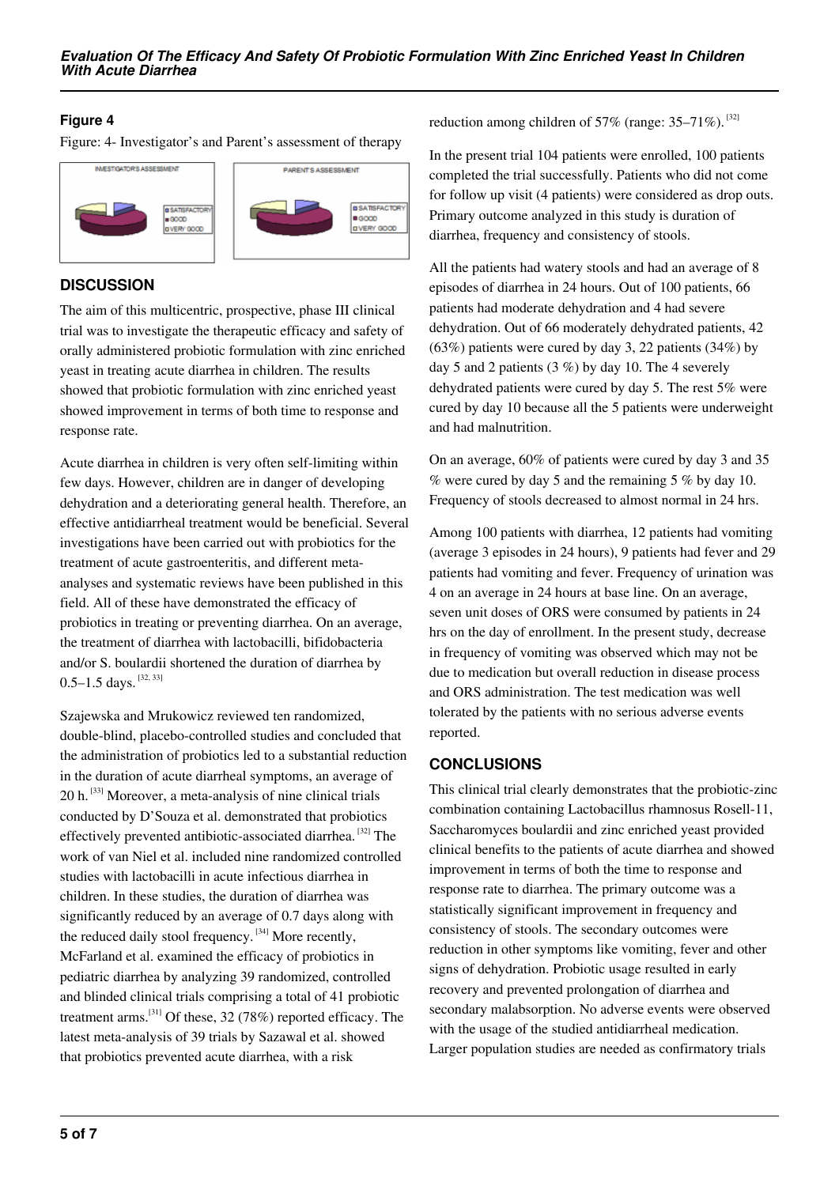## Figure 4

Figure: 4- Investigator's and Parent's assessment of therapy

## DISCUSSION

The aim of this multicentric, prospective, phase III clinical trial was to investigate the therapeutic efficacy and safety of orally administered probiotic formulation with zinc enriched yeast in treating acute diarrhea in children. The results showed that probiotic formulation with zinc enriched yeast showed improvement in terms of both time to response and response rate.

Acute diarrhea in children is very often self-limiting within few days. However, children are in danger of developing dehydration and a deteriorating general health. Therefore, an effective antidiarrheal treatment would be beneficial. Several investigations have been carried out with probiotics for the treatment of acute gastroenteritis, and different meta-analyses and systematic reviews have been published in this field. All of these have demonstrated the efficacy of probiotics in treating or preventing diarrhea. On an average, the treatment of diarrhea with lactobacilli, bifidobacteria and/or S. boulardii shortened the duration of diarrhea by 0.5–1.5 days. [32, 33]

Szajewska and Mrukowicz reviewed ten randomized, double-blind, placebo-controlled studies and concluded that the administration of probiotics led to a substantial reduction in the duration of acute diarrheal symptoms, an average of 20 h. [33] Moreover, a meta-analysis of nine clinical trials conducted by D'Souza et al. demonstrated that probiotics effectively prevented antibiotic-associated diarrhea. [32] The work of van Niel et al. included nine randomized controlled studies with lactobacilli in acute infectious diarrhea in children. In these studies, the duration of diarrhea was significantly reduced by an average of 0.7 days along with the reduced daily stool frequency. [34] More recently, McFarland et al. examined the efficacy of probiotics in pediatric diarrhea by analyzing 39 randomized, controlled and blinded clinical trials comprising a total of 41 probiotic treatment arms.[31] Of these, 32 (78%) reported efficacy. The latest meta-analysis of 39 trials by Sazawal et al. showed that probiotics prevented acute diarrhea, with a risk reduction among children of 57% (range: 35–71%). [32]

In the present trial 104 patients were enrolled, 100 patients completed the trial successfully. Patients who did not come for follow up visit (4 patients) were considered as drop outs. Primary outcome analyzed in this study is duration of diarrhea, frequency and consistency of stools.

All the patients had watery stools and had an average of 8 episodes of diarrhea in 24 hours. Out of 100 patients, 66 patients had moderate dehydration and 4 had severe dehydration. Out of 66 moderately dehydrated patients, 42 (63%) patients were cured by day 3, 22 patients (34%) by day 5 and 2 patients (3 %) by day 10. The 4 severely dehydrated patients were cured by day 5. The rest 5% were cured by day 10 because all the 5 patients were underweight and had malnutrition.

On an average, 60% of patients were cured by day 3 and 35 % were cured by day 5 and the remaining 5 % by day 10. Frequency of stools decreased to almost normal in 24 hrs.

Among 100 patients with diarrhea, 12 patients had vomiting (average 3 episodes in 24 hours), 9 patients had fever and 29 patients had vomiting and fever. Frequency of urination was 4 on an average in 24 hours at base line. On an average, seven unit doses of ORS were consumed by patients in 24 hrs on the day of enrollment. In the present study, decrease in frequency of vomiting was observed which may not be due to medication but overall reduction in disease process and ORS administration. The test medication was well tolerated by the patients with no serious adverse events reported.

## CONCLUSIONS

This clinical trial clearly demonstrates that the probiotic-zinc combination containing Lactobacillus rhamnosus Rosell-11, Saccharomyces boulardii and zinc enriched yeast provided clinical benefits to the patients of acute diarrhea and showed improvement in terms of both the time to response and response rate to diarrhea. The primary outcome was a statistically significant improvement in frequency and consistency of stools. The secondary outcomes were reduction in other symptoms like vomiting, fever and other signs of dehydration. Probiotic usage resulted in early recovery and prevented prolongation of diarrhea and secondary malabsorption. No adverse events were observed with the usage of the studied antidiarrheal medication. Larger population studies are needed as confirmatory trials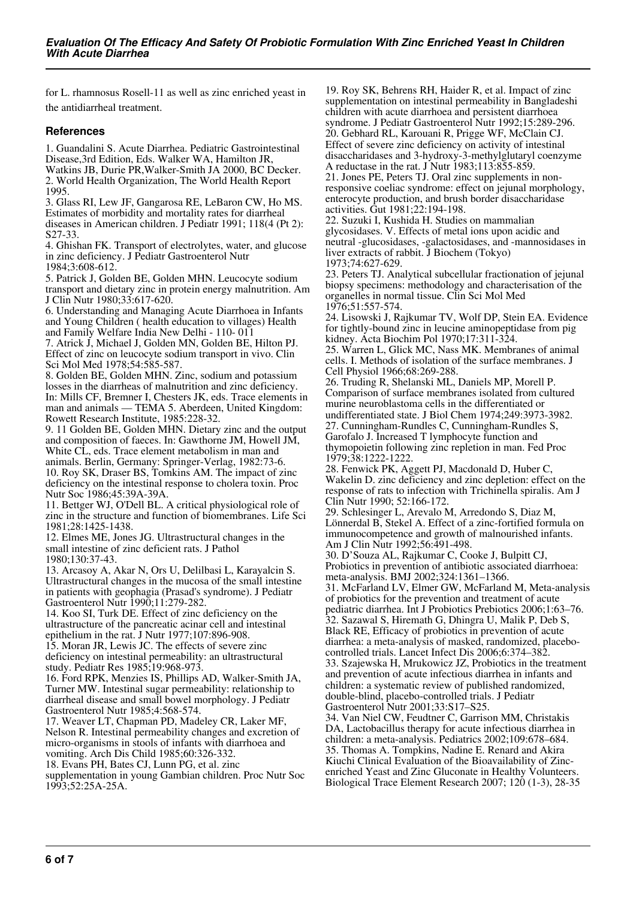for L. rhamnosus Rosell-11 as well as zinc enriched yeast in the antidiarrheal treatment.

## References

1. Guandalini S. Acute Diarrhea. Pediatric Gastrointestinal Disease,3rd Edition, Eds. Walker WA, Hamilton JR, Watkins JB, Durie PR,Walker-Smith JA 2000, BC Decker.
2. World Health Organization, The World Health Report 1995.
3. Glass RI, Lew JF, Gangarosa RE, LeBaron CW, Ho MS. Estimates of morbidity and mortality rates for diarrheal diseases in American children. J Pediatr 1991; 118(4 (Pt 2): S27-33.
4. Ghishan FK. Transport of electrolytes, water, and glucose in zinc deficiency. J Pediatr Gastroenterol Nutr 1984;3:608-612.
5. Patrick J, Golden BE, Golden MHN. Leucocyte sodium transport and dietary zinc in protein energy malnutrition. Am J Clin Nutr 1980;33:617-620.
6. Understanding and Managing Acute Diarrhoea in Infants and Young Children ( health education to villages) Health and Family Welfare India New Delhi - 110- 011
7. Atrick J, Michael J, Golden MN, Golden BE, Hilton PJ. Effect of zinc on leucocyte sodium transport in vivo. Clin Sci Mol Med 1978;54:585-587.
8. Golden BE, Golden MHN. Zinc, sodium and potassium losses in the diarrheas of malnutrition and zinc deficiency. In: Mills CF, Bremner I, Chesters JK, eds. Trace elements in man and animals — TEMA 5. Aberdeen, United Kingdom: Rowett Research Institute, 1985:228-32.
9. 11 Golden BE, Golden MHN. Dietary zinc and the output and composition of faeces. In: Gawthorne JM, Howell JM, White CL, eds. Trace element metabolism in man and animals. Berlin, Germany: Springer-Verlag, 1982:73-6.
10. Roy SK, Draser BS, Tomkins AM. The impact of zinc deficiency on the intestinal response to cholera toxin. Proc Nutr Soc 1986;45:39A-39A.
11. Bettger WJ, O'Dell BL. A critical physiological role of zinc in the structure and function of biomembranes. Life Sci 1981;28:1425-1438.
12. Elmes ME, Jones JG. Ultrastructural changes in the small intestine of zinc deficient rats. J Pathol 1980;130:37-43.
13. Arcasoy A, Akar N, Ors U, Delilbasi L, Karayalcin S. Ultrastructural changes in the mucosa of the small intestine in patients with geophagia (Prasad's syndrome). J Pediatr Gastroenterol Nutr 1990;11:279-282.
14. Koo SI, Turk DE. Effect of zinc deficiency on the ultrastructure of the pancreatic acinar cell and intestinal epithelium in the rat. J Nutr 1977;107:896-908.
15. Moran JR, Lewis JC. The effects of severe zinc deficiency on intestinal permeability: an ultrastructural study. Pediatr Res 1985;19:968-973.
16. Ford RPK, Menzies IS, Phillips AD, Walker-Smith JA, Turner MW. Intestinal sugar permeability: relationship to diarrheal disease and small bowel morphology. J Pediatr Gastroenterol Nutr 1985;4:568-574.
17. Weaver LT, Chapman PD, Madeley CR, Laker MF, Nelson R. Intestinal permeability changes and excretion of micro-organisms in stools of infants with diarrhoea and vomiting. Arch Dis Child 1985;60:326-332.
18. Evans PH, Bates CJ, Lunn PG, et al. zinc supplementation in young Gambian children. Proc Nutr Soc 1993;52:25A-25A.
19. Roy SK, Behrens RH, Haider R, et al. Impact of zinc supplementation on intestinal permeability in Bangladeshi children with acute diarrhoea and persistent diarrhoea syndrome. J Pediatr Gastroenterol Nutr 1992;15:289-296.
20. Gebhard RL, Karouani R, Prigge WF, McClain CJ. Effect of severe zinc deficiency on activity of intestinal disaccharidases and 3-hydroxy-3-methylglutaryl coenzyme A reductase in the rat. J Nutr 1983;113:855-859.
21. Jones PE, Peters TJ. Oral zinc supplements in non-responsive coeliac syndrome: effect on jejunal morphology, enterocyte production, and brush border disaccharidase activities. Gut 1981;22:194-198.
22. Suzuki I, Kushida H. Studies on mammalian glycosidases. V. Effects of metal ions upon acidic and neutral -glucosidases, -galactosidases, and -mannosidases in liver extracts of rabbit. J Biochem (Tokyo) 1973;74:627-629.
23. Peters TJ. Analytical subcellular fractionation of jejunal biopsy specimens: methodology and characterisation of the organelles in normal tissue. Clin Sci Mol Med 1976;51:557-574.
24. Lisowski J, Rajkumar TV, Wolf DP, Stein EA. Evidence for tightly-bound zinc in leucine aminopeptidase from pig kidney. Acta Biochim Pol 1970;17:311-324.
25. Warren L, Glick MC, Nass MK. Membranes of animal cells. I. Methods of isolation of the surface membranes. J Cell Physiol 1966;68:269-288.
26. Truding R, Shelanski ML, Daniels MP, Morell P. Comparison of surface membranes isolated from cultured murine neuroblastoma cells in the differentiated or undifferentiated state. J Biol Chem 1974;249:3973-3982.
27. Cunningham-Rundles C, Cunningham-Rundles S, Garofalo J. Increased T lymphocyte function and thymopoietin following zinc repletion in man. Fed Proc 1979;38:1222-1222.
28. Fenwick PK, Aggett PJ, Macdonald D, Huber C, Wakelin D. zinc deficiency and zinc depletion: effect on the response of rats to infection with Trichinella spiralis. Am J Clin Nutr 1990; 52:166-172.
29. Schlesinger L, Arevalo M, Arredondo S, Diaz M, Lönnerdal B, Stekel A. Effect of a zinc-fortified formula on immunocompetence and growth of malnourished infants. Am J Clin Nutr 1992;56:491-498.
30. D'Souza AL, Rajkumar C, Cooke J, Bulpitt CJ, Probiotics in prevention of antibiotic associated diarrhoea: meta-analysis. BMJ 2002;324:1361–1366.
31. McFarland LV, Elmer GW, McFarland M, Meta-analysis of probiotics for the prevention and treatment of acute pediatric diarrhea. Int J Probiotics Prebiotics 2006;1:63–76.
32. Sazawal S, Hiremath G, Dhingra U, Malik P, Deb S, Black RE, Efficacy of probiotics in prevention of acute diarrhea: a meta-analysis of masked, randomized, placebo-controlled trials. Lancet Infect Dis 2006;6:374–382.
33. Szajewska H, Mrukowicz JZ, Probiotics in the treatment and prevention of acute infectious diarrhea in infants and children: a systematic review of published randomized, double-blind, placebo-controlled trials. J Pediatr Gastroenterol Nutr 2001;33:S17–S25.
34. Van Niel CW, Feudtner C, Garrison MM, Christakis DA, Lactobacillus therapy for acute infectious diarrhea in children: a meta-analysis. Pediatrics 2002;109:678–684.
35. Thomas A. Tompkins, Nadine E. Renard and Akira Kiuchi Clinical Evaluation of the Bioavailability of Zinc-enriched Yeast and Zinc Gluconate in Healthy Volunteers. Biological Trace Element Research 2007; 120 (1-3), 28-35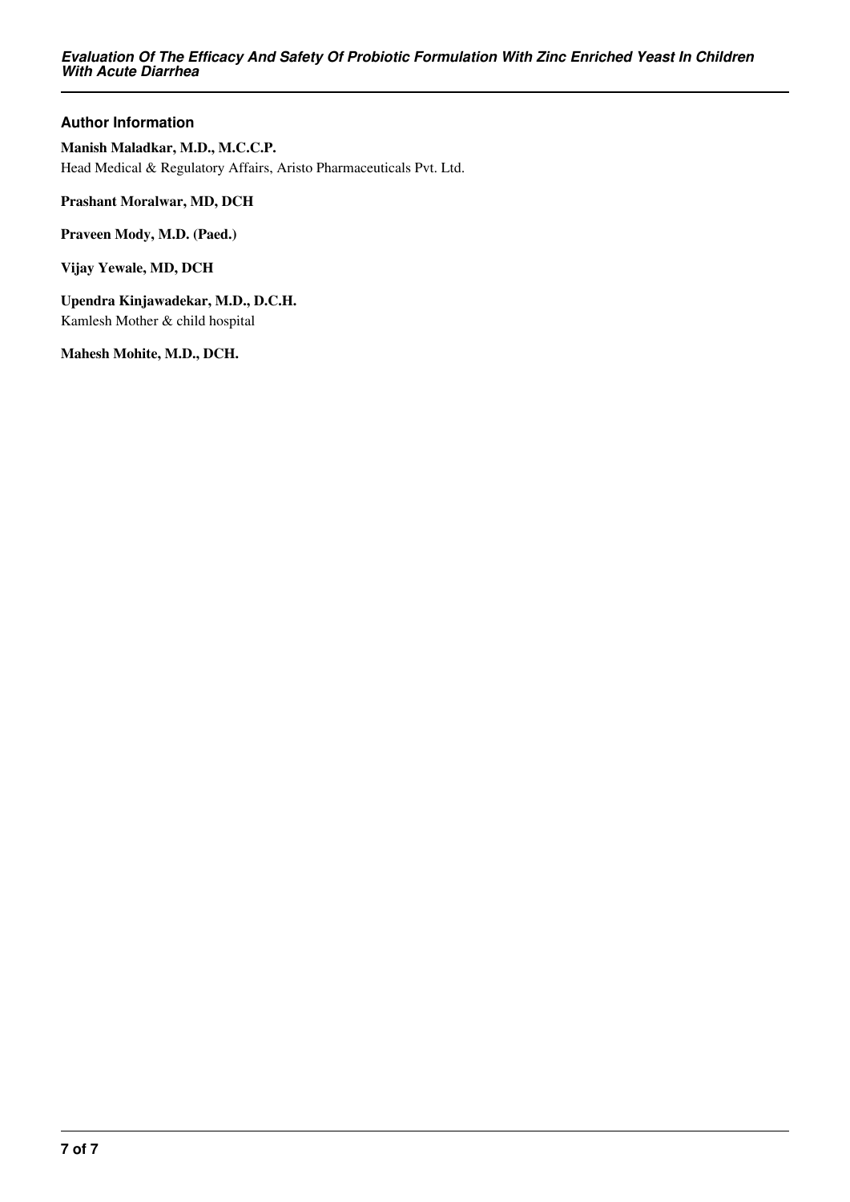## Author Information

**Manish Maladkar, M.D., M.C.C.P.**
Head Medical & Regulatory Affairs, Aristo Pharmaceuticals Pvt. Ltd.

**Prashant Moralwar, MD, DCH**

**Praveen Mody, M.D. (Paed.)**

**Vijay Yewale, MD, DCH**

**Upendra Kinjawadekar, M.D., D.C.H.**
Kamlesh Mother & child hospital

**Mahesh Mohite, M.D., DCH.**